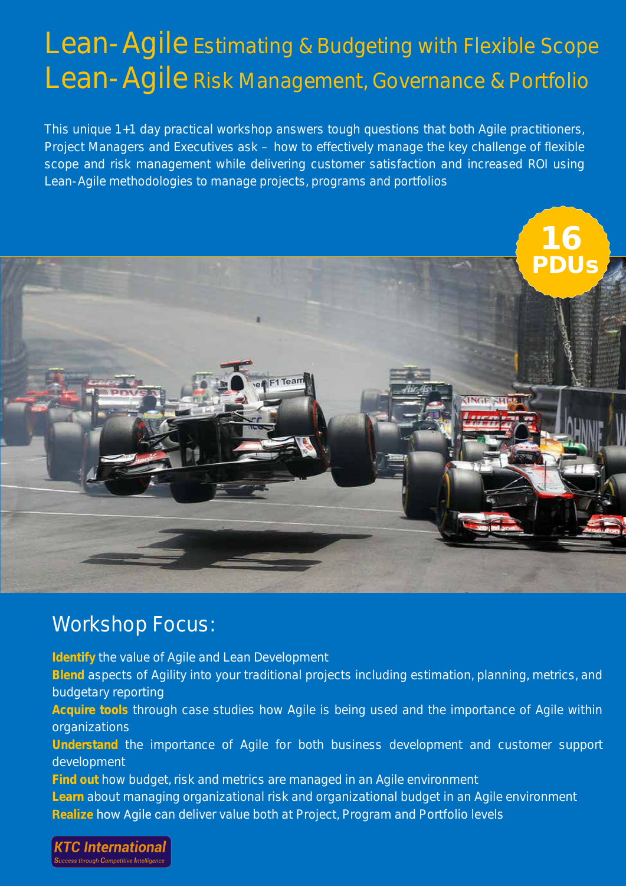# Lean-Agile Estimating & Budgeting with Flexible Scope
# Lean-Agile Risk Management, Governance & Portfolio

This unique 1+1 day practical workshop answers tough questions that both Agile practitioners, Project Managers and Executives ask – how to effectively manage the key challenge of flexible scope and risk management while delivering customer satisfaction and increased ROI using Lean-Agile methodologies to manage projects, programs and portfolios

**16 PDUs**

## Workshop Focus:

**Identify** the value of Agile and Lean Development

**Blend** aspects of Agility into your traditional projects including estimation, planning, metrics, and budgetary reporting

**Acquire tools** through case studies how Agile is being used and the importance of Agile within organizations

**Understand** the importance of Agile for both business development and customer support development

**Find out** how budget, risk and metrics are managed in an Agile environment

**Learn** about managing organizational risk and organizational budget in an Agile environment

**Realize** how Agile can deliver value both at Project, Program and Portfolio levels

**KTC International**
*Success through Competitive Intelligence*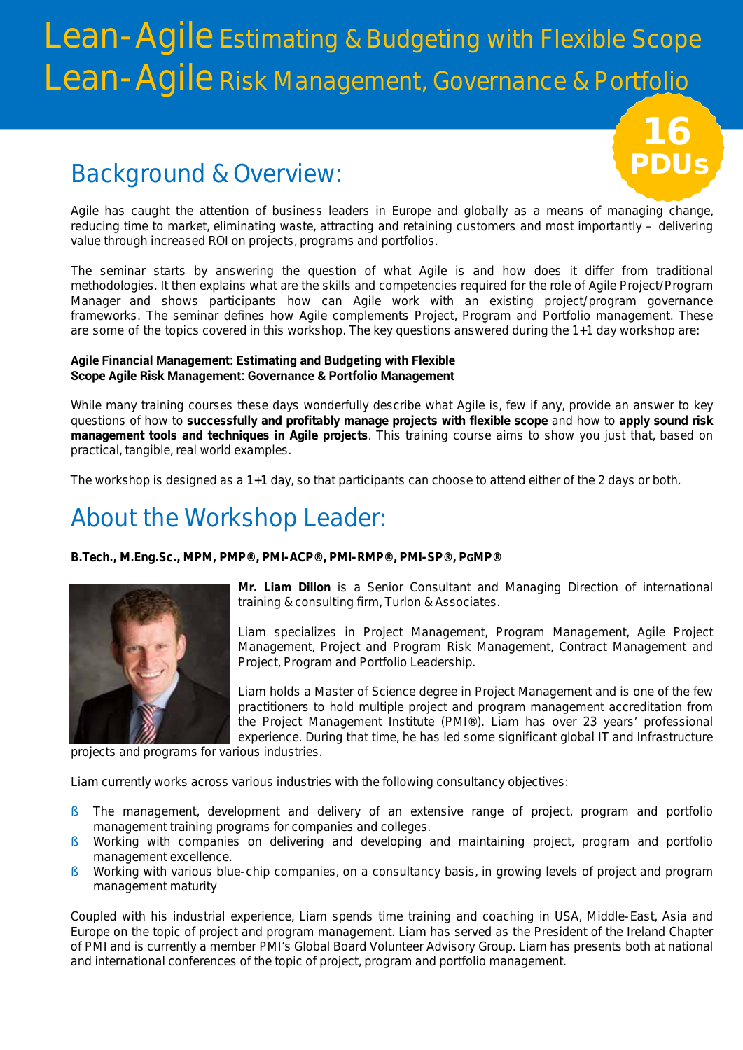# Lean-Agile Estimating & Budgeting with Flexible Scope
# Lean-Agile Risk Management, Governance & Portfolio

**16 PDUs**

## Background & Overview:

Agile has caught the attention of business leaders in Europe and globally as a means of managing change, reducing time to market, eliminating waste, attracting and retaining customers and most importantly – delivering value through increased ROI on projects, programs and portfolios.

The seminar starts by answering the question of what Agile is and how does it differ from traditional methodologies. It then explains what are the skills and competencies required for the role of Agile Project/Program Manager and shows participants how can Agile work with an existing project/program governance frameworks. The seminar defines how Agile complements Project, Program and Portfolio management. These are some of the topics covered in this workshop. The key questions answered during the 1+1 day workshop are:

**Agile Financial Management: Estimating and Budgeting with Flexible Scope Agile Risk Management: Governance & Portfolio Management**

While many training courses these days wonderfully describe what Agile is, few if any, provide an answer to key questions of how to **successfully and profitably manage projects with flexible scope** and how to **apply sound risk management tools and techniques in Agile projects**. This training course aims to show you just that, based on practical, tangible, real world examples.

The workshop is designed as a 1+1 day, so that participants can choose to attend either of the 2 days or both.

## About the Workshop Leader:

**B.Tech., M.Eng.Sc., MPM, PMP®, PMI-ACP®, PMI-RMP®, PMI-SP®, PGMP®**

**Mr. Liam Dillon** is a Senior Consultant and Managing Direction of international training & consulting firm, Turlon & Associates.

Liam specializes in Project Management, Program Management, Agile Project Management, Project and Program Risk Management, Contract Management and Project, Program and Portfolio Leadership.

Liam holds a Master of Science degree in Project Management and is one of the few practitioners to hold multiple project and program management accreditation from the Project Management Institute (PMI®). Liam has over 23 years' professional experience. During that time, he has led some significant global IT and Infrastructure projects and programs for various industries.

Liam currently works across various industries with the following consultancy objectives:

- The management, development and delivery of an extensive range of project, program and portfolio management training programs for companies and colleges.
- Working with companies on delivering and developing and maintaining project, program and portfolio management excellence.
- Working with various blue-chip companies, on a consultancy basis, in growing levels of project and program management maturity

Coupled with his industrial experience, Liam spends time training and coaching in USA, Middle-East, Asia and Europe on the topic of project and program management. Liam has served as the President of the Ireland Chapter of PMI and is currently a member PMI's Global Board Volunteer Advisory Group. Liam has presents both at national and international conferences of the topic of project, program and portfolio management.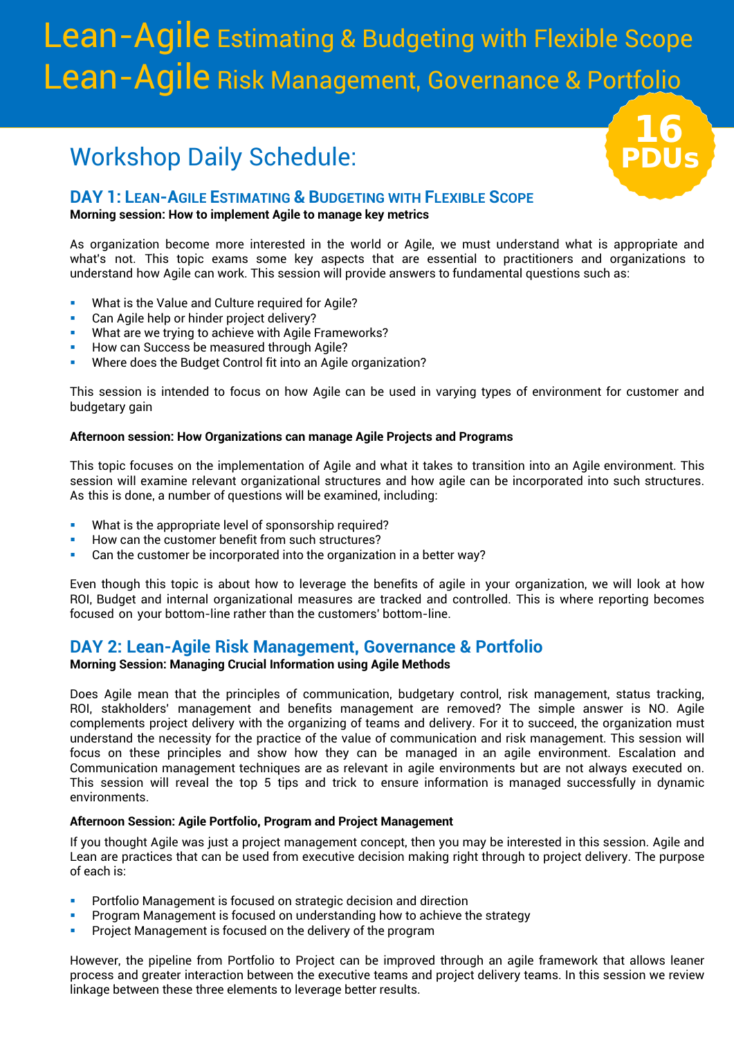# Lean-Agile Estimating & Budgeting with Flexible Scope
# Lean-Agile Risk Management, Governance & Portfolio

**16 PDUs**

## Workshop Daily Schedule:

### DAY 1: Lean-Agile Estimating & Budgeting with Flexible Scope

**Morning session: How to implement Agile to manage key metrics**

As organization become more interested in the world or Agile, we must understand what is appropriate and what's not. This topic exams some key aspects that are essential to practitioners and organizations to understand how Agile can work. This session will provide answers to fundamental questions such as:

- What is the Value and Culture required for Agile?
- Can Agile help or hinder project delivery?
- What are we trying to achieve with Agile Frameworks?
- How can Success be measured through Agile?
- Where does the Budget Control fit into an Agile organization?

This session is intended to focus on how Agile can be used in varying types of environment for customer and budgetary gain

**Afternoon session: How Organizations can manage Agile Projects and Programs**

This topic focuses on the implementation of Agile and what it takes to transition into an Agile environment. This session will examine relevant organizational structures and how agile can be incorporated into such structures. As this is done, a number of questions will be examined, including:

- What is the appropriate level of sponsorship required?
- How can the customer benefit from such structures?
- Can the customer be incorporated into the organization in a better way?

Even though this topic is about how to leverage the benefits of agile in your organization, we will look at how ROI, Budget and internal organizational measures are tracked and controlled. This is where reporting becomes focused on your bottom-line rather than the customers' bottom-line.

### DAY 2: Lean-Agile Risk Management, Governance & Portfolio

**Morning Session: Managing Crucial Information using Agile Methods**

Does Agile mean that the principles of communication, budgetary control, risk management, status tracking, ROI, stakholders' management and benefits management are removed? The simple answer is NO. Agile complements project delivery with the organizing of teams and delivery. For it to succeed, the organization must understand the necessity for the practice of the value of communication and risk management. This session will focus on these principles and show how they can be managed in an agile environment. Escalation and Communication management techniques are as relevant in agile environments but are not always executed on. This session will reveal the top 5 tips and trick to ensure information is managed successfully in dynamic environments.

**Afternoon Session: Agile Portfolio, Program and Project Management**

If you thought Agile was just a project management concept, then you may be interested in this session. Agile and Lean are practices that can be used from executive decision making right through to project delivery. The purpose of each is:

- Portfolio Management is focused on strategic decision and direction
- Program Management is focused on understanding how to achieve the strategy
- Project Management is focused on the delivery of the program

However, the pipeline from Portfolio to Project can be improved through an agile framework that allows leaner process and greater interaction between the executive teams and project delivery teams. In this session we review linkage between these three elements to leverage better results.